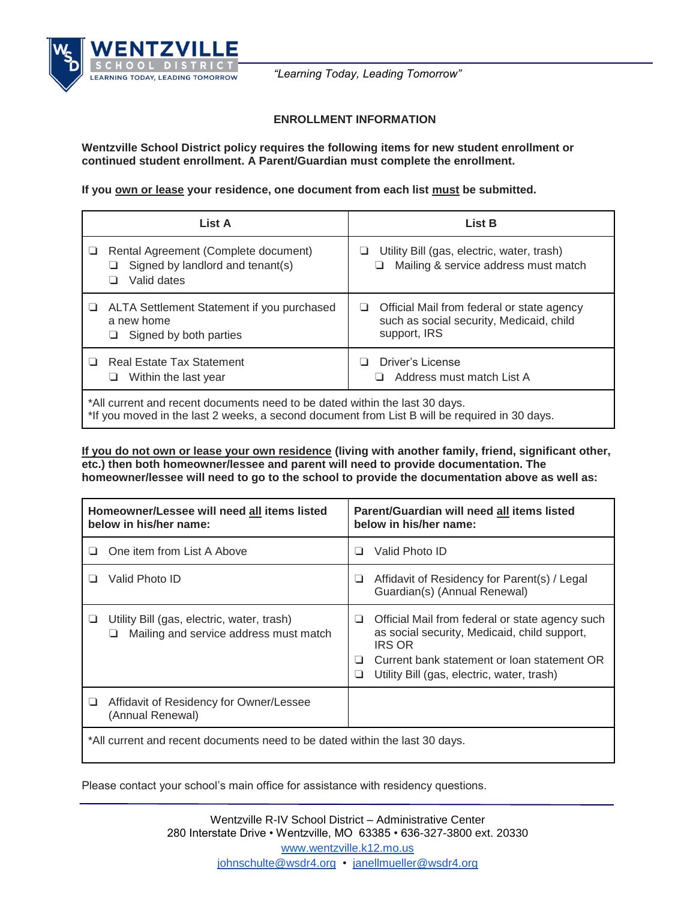WENTZVILLE SCHOOL DISTRICT
LEARNING TODAY, LEADING TOMORROW

*"Learning Today, Leading Tomorrow"*

## ENROLLMENT INFORMATION

**Wentzville School District policy requires the following items for new student enrollment or continued student enrollment. A Parent/Guardian must complete the enrollment.**

**If you own or lease your residence, one document from each list must be submitted.**

| List A | List B |
|---|---|
| ❑ Rental Agreement (Complete document)<br>❑ Signed by landlord and tenant(s)<br>❑ Valid dates | ❑ Utility Bill (gas, electric, water, trash)<br>❑ Mailing & service address must match |
| ❑ ALTA Settlement Statement if you purchased a new home<br>❑ Signed by both parties | ❑ Official Mail from federal or state agency such as social security, Medicaid, child support, IRS |
| ❑ Real Estate Tax Statement<br>❑ Within the last year | ❑ Driver's License<br>❑ Address must match List A |
| *All current and recent documents need to be dated within the last 30 days.<br>*If you moved in the last 2 weeks, a second document from List B will be required in 30 days. | |

**If you do not own or lease your own residence (living with another family, friend, significant other, etc.) then both homeowner/lessee and parent will need to provide documentation. The homeowner/lessee will need to go to the school to provide the documentation above as well as:**

| Homeowner/Lessee will need all items listed below in his/her name: | Parent/Guardian will need all items listed below in his/her name: |
|---|---|
| ❑ One item from List A Above | ❑ Valid Photo ID |
| ❑ Valid Photo ID | ❑ Affidavit of Residency for Parent(s) / Legal Guardian(s) (Annual Renewal) |
| ❑ Utility Bill (gas, electric, water, trash)<br>❑ Mailing and service address must match | ❑ Official Mail from federal or state agency such as social security, Medicaid, child support, IRS OR<br>❑ Current bank statement or loan statement OR<br>❑ Utility Bill (gas, electric, water, trash) |
| ❑ Affidavit of Residency for Owner/Lessee (Annual Renewal) | |
| *All current and recent documents need to be dated within the last 30 days. | |

Please contact your school's main office for assistance with residency questions.

Wentzville R-IV School District – Administrative Center
280 Interstate Drive • Wentzville, MO 63385 • 636-327-3800 ext. 20330
www.wentzville.k12.mo.us
johnschulte@wsdr4.org • janellmueller@wsdr4.org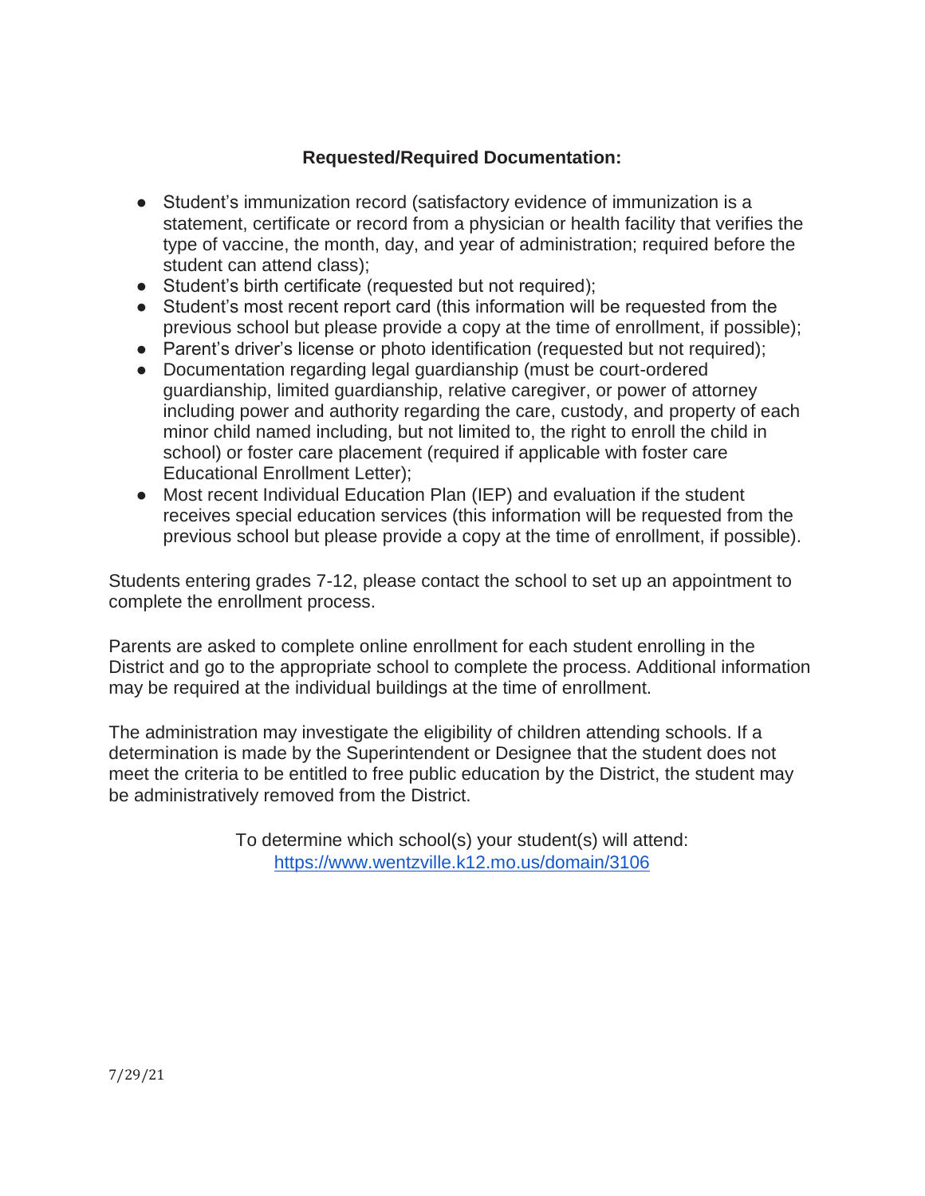**Requested/Required Documentation:**

- Student's immunization record (satisfactory evidence of immunization is a statement, certificate or record from a physician or health facility that verifies the type of vaccine, the month, day, and year of administration; required before the student can attend class);
- Student's birth certificate (requested but not required);
- Student's most recent report card (this information will be requested from the previous school but please provide a copy at the time of enrollment, if possible);
- Parent's driver's license or photo identification (requested but not required);
- Documentation regarding legal guardianship (must be court-ordered guardianship, limited guardianship, relative caregiver, or power of attorney including power and authority regarding the care, custody, and property of each minor child named including, but not limited to, the right to enroll the child in school) or foster care placement (required if applicable with foster care Educational Enrollment Letter);
- Most recent Individual Education Plan (IEP) and evaluation if the student receives special education services (this information will be requested from the previous school but please provide a copy at the time of enrollment, if possible).

Students entering grades 7-12, please contact the school to set up an appointment to complete the enrollment process.

Parents are asked to complete online enrollment for each student enrolling in the District and go to the appropriate school to complete the process. Additional information may be required at the individual buildings at the time of enrollment.

The administration may investigate the eligibility of children attending schools. If a determination is made by the Superintendent or Designee that the student does not meet the criteria to be entitled to free public education by the District, the student may be administratively removed from the District.

To determine which school(s) your student(s) will attend:
[https://www.wentzville.k12.mo.us/domain/3106](https://www.wentzville.k12.mo.us/domain/3106)

7/29/21